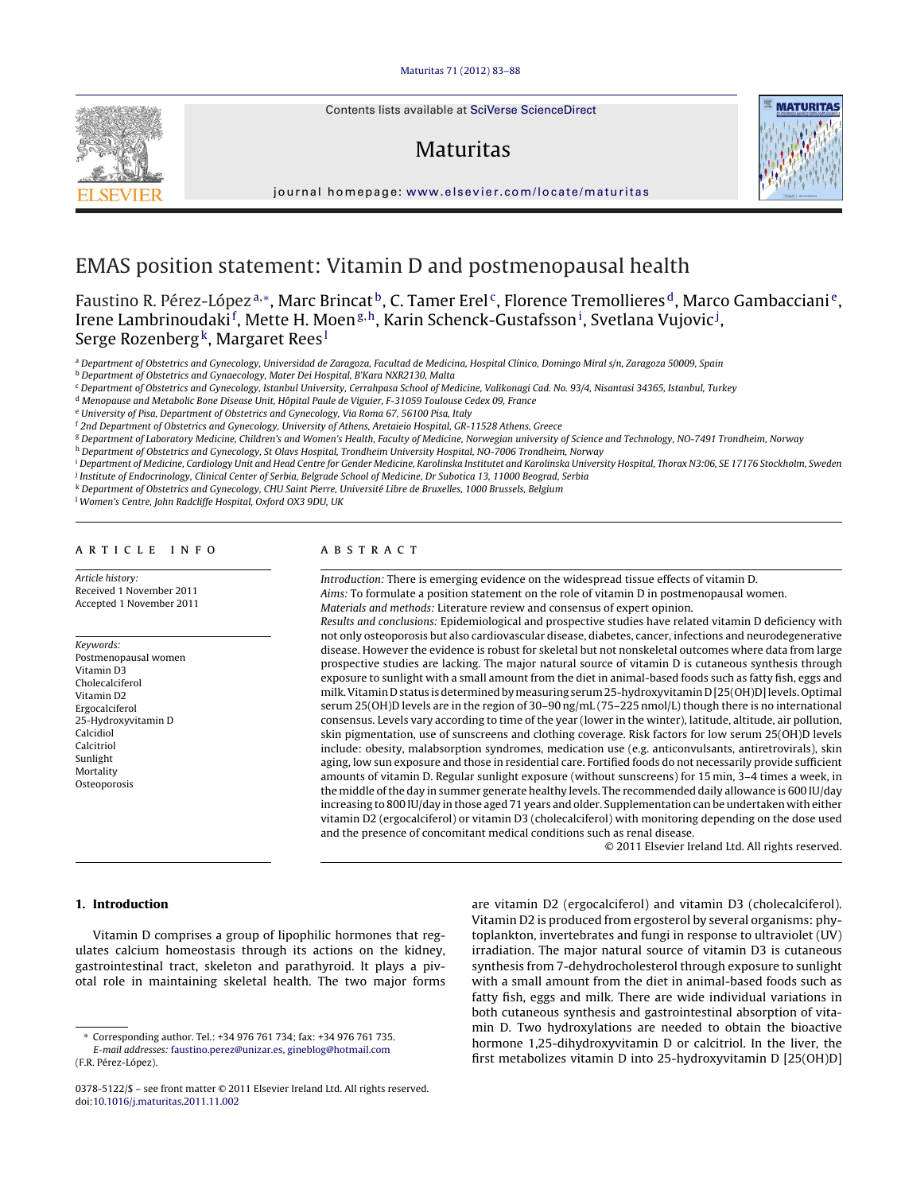# EMAS position statement: Vitamin D and postmenopausal health

Faustino R. Pérez-López[a,*], Marc Brincat[b], C. Tamer Erel[c], Florence Tremollieres[d], Marco Gambacciani[e], Irene Lambrinoudaki[f], Mette H. Moen[g,h], Karin Schenck-Gustafsson[i], Svetlana Vujovic[j], Serge Rozenberg[k], Margaret Rees[l]

[a] Department of Obstetrics and Gynecology, Universidad de Zaragoza, Facultad de Medicina, Hospital Clínico, Domingo Miral s/n, Zaragoza 50009, Spain
[b] Department of Obstetrics and Gynaecology, Mater Dei Hospital, B'Kara NXR2130, Malta
[c] Department of Obstetrics and Gynecology, Istanbul University, Cerrahpasa School of Medicine, Valikonagi Cad. No. 93/4, Nisantasi 34365, Istanbul, Turkey
[d] Menopause and Metabolic Bone Disease Unit, Hôpital Paule de Viguier, F-31059 Toulouse Cedex 09, France
[e] University of Pisa, Department of Obstetrics and Gynecology, Via Roma 67, 56100 Pisa, Italy
[f] 2nd Department of Obstetrics and Gynecology, University of Athens, Aretaieio Hospital, GR-11528 Athens, Greece
[g] Department of Laboratory Medicine, Children's and Women's Health, Faculty of Medicine, Norwegian university of Science and Technology, NO-7491 Trondheim, Norway
[h] Department of Obstetrics and Gynecology, St Olavs Hospital, Trondheim University Hospital, NO-7006 Trondheim, Norway
[i] Department of Medicine, Cardiology Unit and Head Centre for Gender Medicine, Karolinska Institutet and Karolinska University Hospital, Thorax N3:06, SE 17176 Stockholm, Sweden
[j] Institute of Endocrinology, Clinical Center of Serbia, Belgrade School of Medicine, Dr Subotica 13, 11000 Beograd, Serbia
[k] Department of Obstetrics and Gynecology, CHU Saint Pierre, Université Libre de Bruxelles, 1000 Brussels, Belgium
[l] Women's Centre, John Radcliffe Hospital, Oxford OX3 9DU, UK

## ARTICLE INFO

*Article history:*
Received 1 November 2011
Accepted 1 November 2011

*Keywords:*
Postmenopausal women
Vitamin D3
Cholecalciferol
Vitamin D2
Ergocalciferol
25-Hydroxyvitamin D
Calcidiol
Calcitriol
Sunlight
Mortality
Osteoporosis

## ABSTRACT

*Introduction:* There is emerging evidence on the widespread tissue effects of vitamin D.
*Aims:* To formulate a position statement on the role of vitamin D in postmenopausal women.
*Materials and methods:* Literature review and consensus of expert opinion.
*Results and conclusions:* Epidemiological and prospective studies have related vitamin D deficiency with not only osteoporosis but also cardiovascular disease, diabetes, cancer, infections and neurodegenerative disease. However the evidence is robust for skeletal but not nonskeletal outcomes where data from large prospective studies are lacking. The major natural source of vitamin D is cutaneous synthesis through exposure to sunlight with a small amount from the diet in animal-based foods such as fatty fish, eggs and milk. Vitamin D status is determined by measuring serum 25-hydroxyvitamin D [25(OH)D] levels. Optimal serum 25(OH)D levels are in the region of 30–90 ng/mL (75–225 nmol/L) though there is no international consensus. Levels vary according to time of the year (lower in the winter), latitude, altitude, air pollution, skin pigmentation, use of sunscreens and clothing coverage. Risk factors for low serum 25(OH)D levels include: obesity, malabsorption syndromes, medication use (e.g. anticonvulsants, antiretrovirals), skin aging, low sun exposure and those in residential care. Fortified foods do not necessarily provide sufficient amounts of vitamin D. Regular sunlight exposure (without sunscreens) for 15 min, 3–4 times a week, in the middle of the day in summer generate healthy levels. The recommended daily allowance is 600 IU/day increasing to 800 IU/day in those aged 71 years and older. Supplementation can be undertaken with either vitamin D2 (ergocalciferol) or vitamin D3 (cholecalciferol) with monitoring depending on the dose used and the presence of concomitant medical conditions such as renal disease.

© 2011 Elsevier Ireland Ltd. All rights reserved.

## 1. Introduction

Vitamin D comprises a group of lipophilic hormones that regulates calcium homeostasis through its actions on the kidney, gastrointestinal tract, skeleton and parathyroid. It plays a pivotal role in maintaining skeletal health. The two major forms are vitamin D2 (ergocalciferol) and vitamin D3 (cholecalciferol). Vitamin D2 is produced from ergosterol by several organisms: phytoplankton, invertebrates and fungi in response to ultraviolet (UV) irradiation. The major natural source of vitamin D3 is cutaneous synthesis from 7-dehydrocholesterol through exposure to sunlight with a small amount from the diet in animal-based foods such as fatty fish, eggs and milk. There are wide individual variations in both cutaneous synthesis and gastrointestinal absorption of vitamin D. Two hydroxylations are needed to obtain the bioactive hormone 1,25-dihydroxyvitamin D or calcitriol. In the liver, the first metabolizes vitamin D into 25-hydroxyvitamin D [25(OH)D]

* Corresponding author. Tel.: +34 976 761 734; fax: +34 976 761 735.
*E-mail addresses:* faustino.perez@unizar.es, gineblog@hotmail.com (F.R. Pérez-López).

0378-5122/$ – see front matter © 2011 Elsevier Ireland Ltd. All rights reserved.
doi:10.1016/j.maturitas.2011.11.002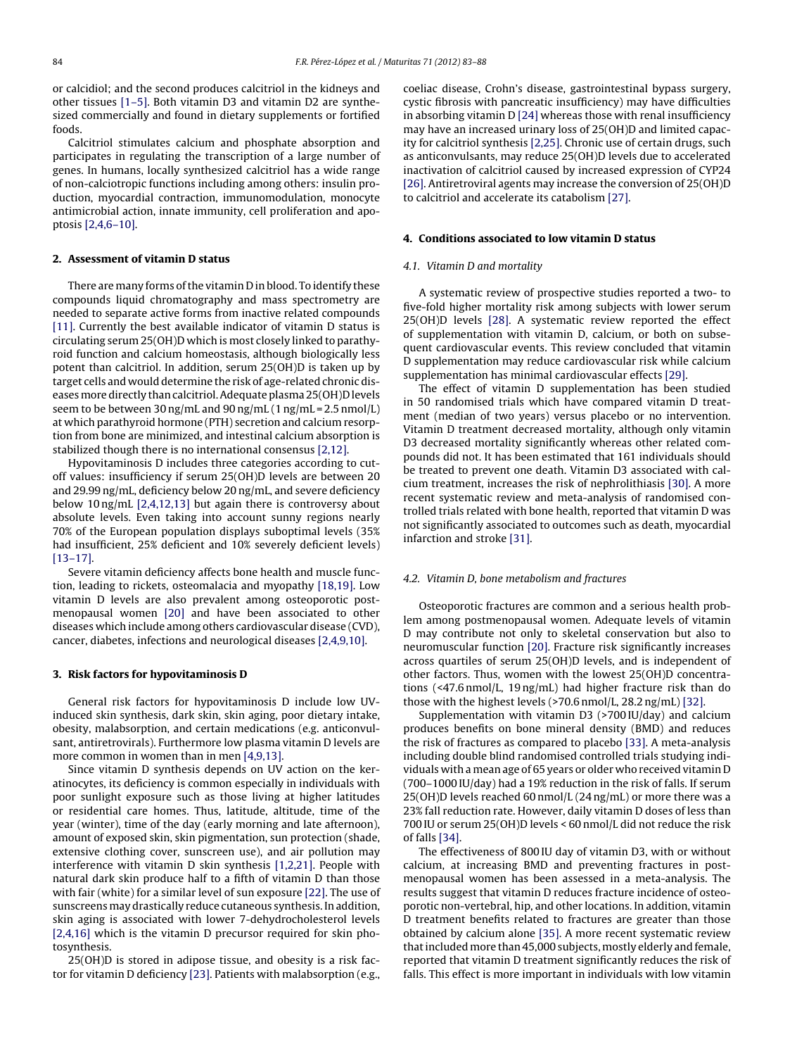or calcidiol; and the second produces calcitriol in the kidneys and other tissues [1–5]. Both vitamin D3 and vitamin D2 are synthesized commercially and found in dietary supplements or fortified foods.

Calcitriol stimulates calcium and phosphate absorption and participates in regulating the transcription of a large number of genes. In humans, locally synthesized calcitriol has a wide range of non-calciotropic functions including among others: insulin production, myocardial contraction, immunomodulation, monocyte antimicrobial action, innate immunity, cell proliferation and apoptosis [2,4,6–10].

## 2. Assessment of vitamin D status

There are many forms of the vitamin D in blood. To identify these compounds liquid chromatography and mass spectrometry are needed to separate active forms from inactive related compounds [11]. Currently the best available indicator of vitamin D status is circulating serum 25(OH)D which is most closely linked to parathyroid function and calcium homeostasis, although biologically less potent than calcitriol. In addition, serum 25(OH)D is taken up by target cells and would determine the risk of age-related chronic diseases more directly than calcitriol. Adequate plasma 25(OH)D levels seem to be between 30 ng/mL and 90 ng/mL (1 ng/mL = 2.5 nmol/L) at which parathyroid hormone (PTH) secretion and calcium resorption from bone are minimized, and intestinal calcium absorption is stabilized though there is no international consensus [2,12].

Hypovitaminosis D includes three categories according to cutoff values: insufficiency if serum 25(OH)D levels are between 20 and 29.99 ng/mL, deficiency below 20 ng/mL, and severe deficiency below 10 ng/mL [2,4,12,13] but again there is controversy about absolute levels. Even taking into account sunny regions nearly 70% of the European population displays suboptimal levels (35% had insufficient, 25% deficient and 10% severely deficient levels) [13–17].

Severe vitamin deficiency affects bone health and muscle function, leading to rickets, osteomalacia and myopathy [18,19]. Low vitamin D levels are also prevalent among osteoporotic postmenopausal women [20] and have been associated to other diseases which include among others cardiovascular disease (CVD), cancer, diabetes, infections and neurological diseases [2,4,9,10].

## 3. Risk factors for hypovitaminosis D

General risk factors for hypovitaminosis D include low UV-induced skin synthesis, dark skin, skin aging, poor dietary intake, obesity, malabsorption, and certain medications (e.g. anticonvulsant, antiretrovirals). Furthermore low plasma vitamin D levels are more common in women than in men [4,9,13].

Since vitamin D synthesis depends on UV action on the keratinocytes, its deficiency is common especially in individuals with poor sunlight exposure such as those living at higher latitudes or residential care homes. Thus, latitude, altitude, time of the year (winter), time of the day (early morning and late afternoon), amount of exposed skin, skin pigmentation, sun protection (shade, extensive clothing cover, sunscreen use), and air pollution may interference with vitamin D skin synthesis [1,2,21]. People with natural dark skin produce half to a fifth of vitamin D than those with fair (white) for a similar level of sun exposure [22]. The use of sunscreens may drastically reduce cutaneous synthesis. In addition, skin aging is associated with lower 7-dehydrocholesterol levels [2,4,16] which is the vitamin D precursor required for skin photosynthesis.

25(OH)D is stored in adipose tissue, and obesity is a risk factor for vitamin D deficiency [23]. Patients with malabsorption (e.g., coeliac disease, Crohn's disease, gastrointestinal bypass surgery, cystic fibrosis with pancreatic insufficiency) may have difficulties in absorbing vitamin D [24] whereas those with renal insufficiency may have an increased urinary loss of 25(OH)D and limited capacity for calcitriol synthesis [2,25]. Chronic use of certain drugs, such as anticonvulsants, may reduce 25(OH)D levels due to accelerated inactivation of calcitriol caused by increased expression of CYP24 [26]. Antiretroviral agents may increase the conversion of 25(OH)D to calcitriol and accelerate its catabolism [27].

## 4. Conditions associated to low vitamin D status

### 4.1. Vitamin D and mortality

A systematic review of prospective studies reported a two- to five-fold higher mortality risk among subjects with lower serum 25(OH)D levels [28]. A systematic review reported the effect of supplementation with vitamin D, calcium, or both on subsequent cardiovascular events. This review concluded that vitamin D supplementation may reduce cardiovascular risk while calcium supplementation has minimal cardiovascular effects [29].

The effect of vitamin D supplementation has been studied in 50 randomised trials which have compared vitamin D treatment (median of two years) versus placebo or no intervention. Vitamin D treatment decreased mortality, although only vitamin D3 decreased mortality significantly whereas other related compounds did not. It has been estimated that 161 individuals should be treated to prevent one death. Vitamin D3 associated with calcium treatment, increases the risk of nephrolithiasis [30]. A more recent systematic review and meta-analysis of randomised controlled trials related with bone health, reported that vitamin D was not significantly associated to outcomes such as death, myocardial infarction and stroke [31].

### 4.2. Vitamin D, bone metabolism and fractures

Osteoporotic fractures are common and a serious health problem among postmenopausal women. Adequate levels of vitamin D may contribute not only to skeletal conservation but also to neuromuscular function [20]. Fracture risk significantly increases across quartiles of serum 25(OH)D levels, and is independent of other factors. Thus, women with the lowest 25(OH)D concentrations (<47.6 nmol/L, 19 ng/mL) had higher fracture risk than do those with the highest levels (>70.6 nmol/L, 28.2 ng/mL) [32].

Supplementation with vitamin D3 (>700 IU/day) and calcium produces benefits on bone mineral density (BMD) and reduces the risk of fractures as compared to placebo [33]. A meta-analysis including double blind randomised controlled trials studying individuals with a mean age of 65 years or older who received vitamin D (700–1000 IU/day) had a 19% reduction in the risk of falls. If serum 25(OH)D levels reached 60 nmol/L (24 ng/mL) or more there was a 23% fall reduction rate. However, daily vitamin D doses of less than 700 IU or serum 25(OH)D levels < 60 nmol/L did not reduce the risk of falls [34].

The effectiveness of 800 IU day of vitamin D3, with or without calcium, at increasing BMD and preventing fractures in postmenopausal women has been assessed in a meta-analysis. The results suggest that vitamin D reduces fracture incidence of osteoporotic non-vertebral, hip, and other locations. In addition, vitamin D treatment benefits related to fractures are greater than those obtained by calcium alone [35]. A more recent systematic review that included more than 45,000 subjects, mostly elderly and female, reported that vitamin D treatment significantly reduces the risk of falls. This effect is more important in individuals with low vitamin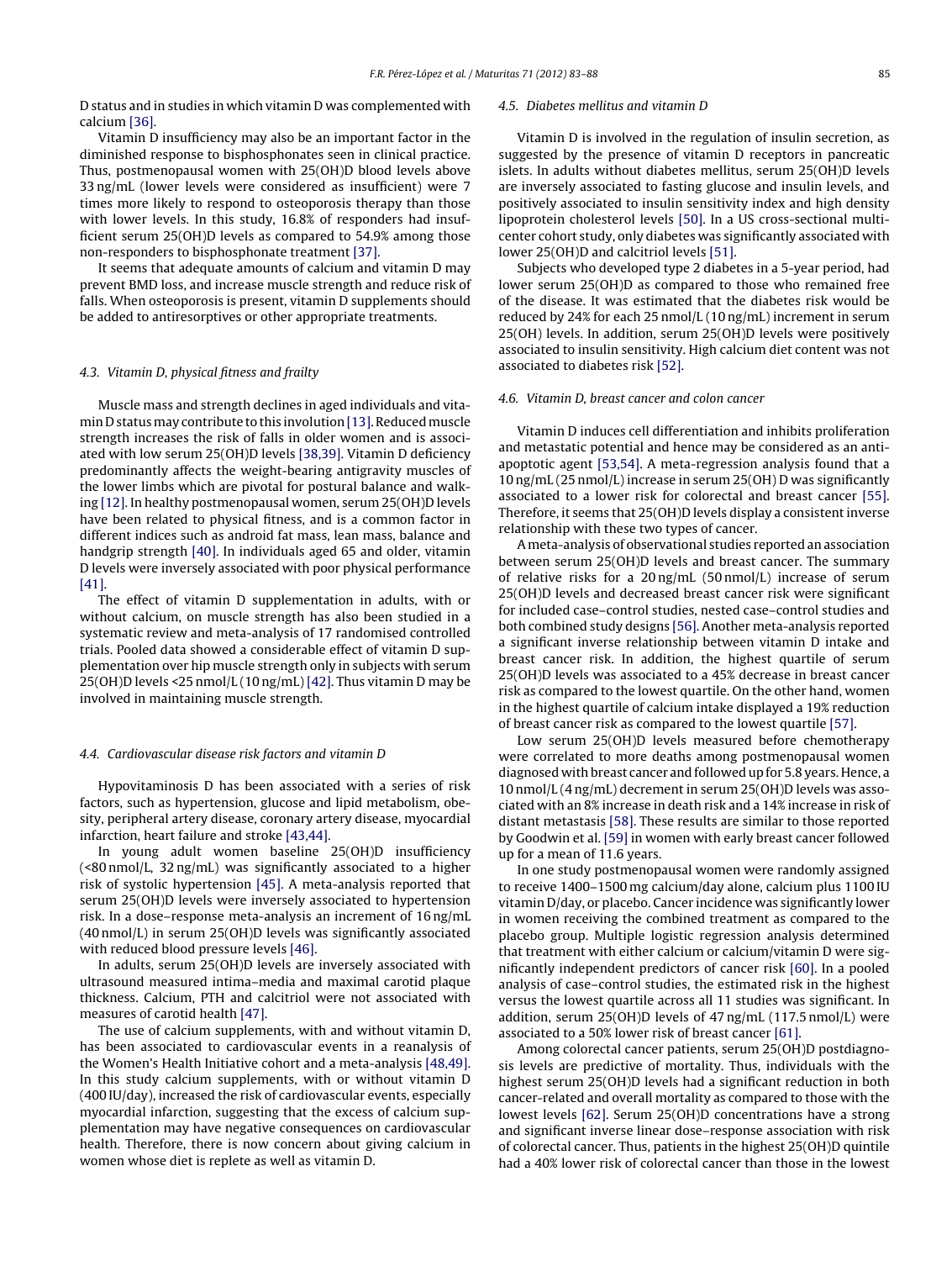D status and in studies in which vitamin D was complemented with calcium [36].

Vitamin D insufficiency may also be an important factor in the diminished response to bisphosphonates seen in clinical practice. Thus, postmenopausal women with 25(OH)D blood levels above 33 ng/mL (lower levels were considered as insufficient) were 7 times more likely to respond to osteoporosis therapy than those with lower levels. In this study, 16.8% of responders had insufficient serum 25(OH)D levels as compared to 54.9% among those non-responders to bisphosphonate treatment [37].

It seems that adequate amounts of calcium and vitamin D may prevent BMD loss, and increase muscle strength and reduce risk of falls. When osteoporosis is present, vitamin D supplements should be added to antiresorptives or other appropriate treatments.

### *4.3. Vitamin D, physical fitness and frailty*

Muscle mass and strength declines in aged individuals and vitamin D status may contribute to this involution [13]. Reduced muscle strength increases the risk of falls in older women and is associated with low serum 25(OH)D levels [38,39]. Vitamin D deficiency predominantly affects the weight-bearing antigravity muscles of the lower limbs which are pivotal for postural balance and walking [12]. In healthy postmenopausal women, serum 25(OH)D levels have been related to physical fitness, and is a common factor in different indices such as android fat mass, lean mass, balance and handgrip strength [40]. In individuals aged 65 and older, vitamin D levels were inversely associated with poor physical performance [41].

The effect of vitamin D supplementation in adults, with or without calcium, on muscle strength has also been studied in a systematic review and meta-analysis of 17 randomised controlled trials. Pooled data showed a considerable effect of vitamin D supplementation over hip muscle strength only in subjects with serum 25(OH)D levels <25 nmol/L (10 ng/mL) [42]. Thus vitamin D may be involved in maintaining muscle strength.

### *4.4. Cardiovascular disease risk factors and vitamin D*

Hypovitaminosis D has been associated with a series of risk factors, such as hypertension, glucose and lipid metabolism, obesity, peripheral artery disease, coronary artery disease, myocardial infarction, heart failure and stroke [43,44].

In young adult women baseline 25(OH)D insufficiency (<80 nmol/L, 32 ng/mL) was significantly associated to a higher risk of systolic hypertension [45]. A meta-analysis reported that serum 25(OH)D levels were inversely associated to hypertension risk. In a dose–response meta-analysis an increment of 16 ng/mL (40 nmol/L) in serum 25(OH)D levels was significantly associated with reduced blood pressure levels [46].

In adults, serum 25(OH)D levels are inversely associated with ultrasound measured intima–media and maximal carotid plaque thickness. Calcium, PTH and calcitriol were not associated with measures of carotid health [47].

The use of calcium supplements, with and without vitamin D, has been associated to cardiovascular events in a reanalysis of the Women's Health Initiative cohort and a meta-analysis [48,49]. In this study calcium supplements, with or without vitamin D (400 IU/day), increased the risk of cardiovascular events, especially myocardial infarction, suggesting that the excess of calcium supplementation may have negative consequences on cardiovascular health. Therefore, there is now concern about giving calcium in women whose diet is replete as well as vitamin D.

### *4.5. Diabetes mellitus and vitamin D*

Vitamin D is involved in the regulation of insulin secretion, as suggested by the presence of vitamin D receptors in pancreatic islets. In adults without diabetes mellitus, serum 25(OH)D levels are inversely associated to fasting glucose and insulin levels, and positively associated to insulin sensitivity index and high density lipoprotein cholesterol levels [50]. In a US cross-sectional multicenter cohort study, only diabetes was significantly associated with lower 25(OH)D and calcitriol levels [51].

Subjects who developed type 2 diabetes in a 5-year period, had lower serum 25(OH)D as compared to those who remained free of the disease. It was estimated that the diabetes risk would be reduced by 24% for each 25 nmol/L (10 ng/mL) increment in serum 25(OH) levels. In addition, serum 25(OH)D levels were positively associated to insulin sensitivity. High calcium diet content was not associated to diabetes risk [52].

### *4.6. Vitamin D, breast cancer and colon cancer*

Vitamin D induces cell differentiation and inhibits proliferation and metastatic potential and hence may be considered as an anti-apoptotic agent [53,54]. A meta-regression analysis found that a 10 ng/mL (25 nmol/L) increase in serum 25(OH) D was significantly associated to a lower risk for colorectal and breast cancer [55]. Therefore, it seems that 25(OH)D levels display a consistent inverse relationship with these two types of cancer.

A meta-analysis of observational studies reported an association between serum 25(OH)D levels and breast cancer. The summary of relative risks for a 20 ng/mL (50 nmol/L) increase of serum 25(OH)D levels and decreased breast cancer risk were significant for included case–control studies, nested case–control studies and both combined study designs [56]. Another meta-analysis reported a significant inverse relationship between vitamin D intake and breast cancer risk. In addition, the highest quartile of serum 25(OH)D levels was associated to a 45% decrease in breast cancer risk as compared to the lowest quartile. On the other hand, women in the highest quartile of calcium intake displayed a 19% reduction of breast cancer risk as compared to the lowest quartile [57].

Low serum 25(OH)D levels measured before chemotherapy were correlated to more deaths among postmenopausal women diagnosed with breast cancer and followed up for 5.8 years. Hence, a 10 nmol/L (4 ng/mL) decrement in serum 25(OH)D levels was associated with an 8% increase in death risk and a 14% increase in risk of distant metastasis [58]. These results are similar to those reported by Goodwin et al. [59] in women with early breast cancer followed up for a mean of 11.6 years.

In one study postmenopausal women were randomly assigned to receive 1400–1500 mg calcium/day alone, calcium plus 1100 IU vitamin D/day, or placebo. Cancer incidence was significantly lower in women receiving the combined treatment as compared to the placebo group. Multiple logistic regression analysis determined that treatment with either calcium or calcium/vitamin D were significantly independent predictors of cancer risk [60]. In a pooled analysis of case–control studies, the estimated risk in the highest versus the lowest quartile across all 11 studies was significant. In addition, serum 25(OH)D levels of 47 ng/mL (117.5 nmol/L) were associated to a 50% lower risk of breast cancer [61].

Among colorectal cancer patients, serum 25(OH)D postdiagnosis levels are predictive of mortality. Thus, individuals with the highest serum 25(OH)D levels had a significant reduction in both cancer-related and overall mortality as compared to those with the lowest levels [62]. Serum 25(OH)D concentrations have a strong and significant inverse linear dose–response association with risk of colorectal cancer. Thus, patients in the highest 25(OH)D quintile had a 40% lower risk of colorectal cancer than those in the lowest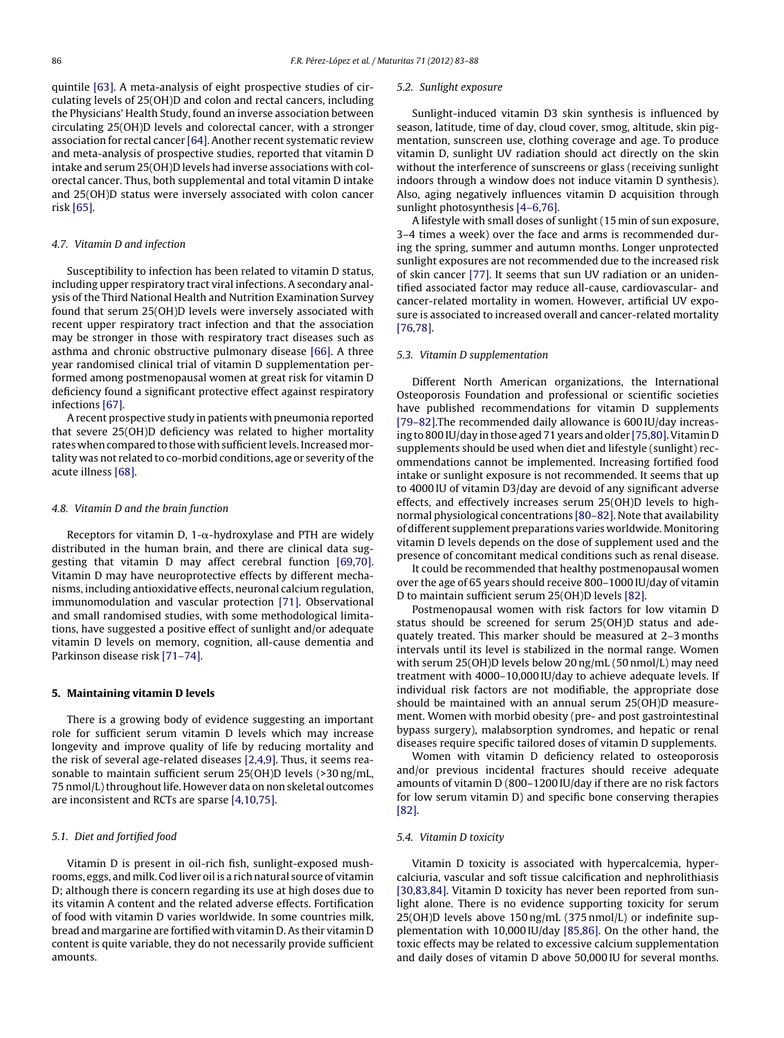quintile [63]. A meta-analysis of eight prospective studies of circulating levels of 25(OH)D and colon and rectal cancers, including the Physicians' Health Study, found an inverse association between circulating 25(OH)D levels and colorectal cancer, with a stronger association for rectal cancer [64]. Another recent systematic review and meta-analysis of prospective studies, reported that vitamin D intake and serum 25(OH)D levels had inverse associations with colorectal cancer. Thus, both supplemental and total vitamin D intake and 25(OH)D status were inversely associated with colon cancer risk [65].

### 4.7. Vitamin D and infection

Susceptibility to infection has been related to vitamin D status, including upper respiratory tract viral infections. A secondary analysis of the Third National Health and Nutrition Examination Survey found that serum 25(OH)D levels were inversely associated with recent upper respiratory tract infection and that the association may be stronger in those with respiratory tract diseases such as asthma and chronic obstructive pulmonary disease [66]. A three year randomised clinical trial of vitamin D supplementation performed among postmenopausal women at great risk for vitamin D deficiency found a significant protective effect against respiratory infections [67].

A recent prospective study in patients with pneumonia reported that severe 25(OH)D deficiency was related to higher mortality rates when compared to those with sufficient levels. Increased mortality was not related to co-morbid conditions, age or severity of the acute illness [68].

### 4.8. Vitamin D and the brain function

Receptors for vitamin D, 1-α-hydroxylase and PTH are widely distributed in the human brain, and there are clinical data suggesting that vitamin D may affect cerebral function [69,70]. Vitamin D may have neuroprotective effects by different mechanisms, including antioxidative effects, neuronal calcium regulation, immunomodulation and vascular protection [71]. Observational and small randomised studies, with some methodological limitations, have suggested a positive effect of sunlight and/or adequate vitamin D levels on memory, cognition, all-cause dementia and Parkinson disease risk [71–74].

## 5. Maintaining vitamin D levels

There is a growing body of evidence suggesting an important role for sufficient serum vitamin D levels which may increase longevity and improve quality of life by reducing mortality and the risk of several age-related diseases [2,4,9]. Thus, it seems reasonable to maintain sufficient serum 25(OH)D levels (>30 ng/mL, 75 nmol/L) throughout life. However data on non skeletal outcomes are inconsistent and RCTs are sparse [4,10,75].

### 5.1. Diet and fortified food

Vitamin D is present in oil-rich fish, sunlight-exposed mushrooms, eggs, and milk. Cod liver oil is a rich natural source of vitamin D; although there is concern regarding its use at high doses due to its vitamin A content and the related adverse effects. Fortification of food with vitamin D varies worldwide. In some countries milk, bread and margarine are fortified with vitamin D. As their vitamin D content is quite variable, they do not necessarily provide sufficient amounts.

### 5.2. Sunlight exposure

Sunlight-induced vitamin D3 skin synthesis is influenced by season, latitude, time of day, cloud cover, smog, altitude, skin pigmentation, sunscreen use, clothing coverage and age. To produce vitamin D, sunlight UV radiation should act directly on the skin without the interference of sunscreens or glass (receiving sunlight indoors through a window does not induce vitamin D synthesis). Also, aging negatively influences vitamin D acquisition through sunlight photosynthesis [4–6,76].

A lifestyle with small doses of sunlight (15 min of sun exposure, 3–4 times a week) over the face and arms is recommended during the spring, summer and autumn months. Longer unprotected sunlight exposures are not recommended due to the increased risk of skin cancer [77]. It seems that sun UV radiation or an unidentified associated factor may reduce all-cause, cardiovascular- and cancer-related mortality in women. However, artificial UV exposure is associated to increased overall and cancer-related mortality [76,78].

### 5.3. Vitamin D supplementation

Different North American organizations, the International Osteoporosis Foundation and professional or scientific societies have published recommendations for vitamin D supplements [79–82].The recommended daily allowance is 600 IU/day increasing to 800 IU/day in those aged 71 years and older [75,80]. Vitamin D supplements should be used when diet and lifestyle (sunlight) recommendations cannot be implemented. Increasing fortified food intake or sunlight exposure is not recommended. It seems that up to 4000 IU of vitamin D3/day are devoid of any significant adverse effects, and effectively increases serum 25(OH)D levels to high-normal physiological concentrations [80–82]. Note that availability of different supplement preparations varies worldwide. Monitoring vitamin D levels depends on the dose of supplement used and the presence of concomitant medical conditions such as renal disease.

It could be recommended that healthy postmenopausal women over the age of 65 years should receive 800–1000 IU/day of vitamin D to maintain sufficient serum 25(OH)D levels [82].

Postmenopausal women with risk factors for low vitamin D status should be screened for serum 25(OH)D status and adequately treated. This marker should be measured at 2–3 months intervals until its level is stabilized in the normal range. Women with serum 25(OH)D levels below 20 ng/mL (50 nmol/L) may need treatment with 4000–10,000 IU/day to achieve adequate levels. If individual risk factors are not modifiable, the appropriate dose should be maintained with an annual serum 25(OH)D measurement. Women with morbid obesity (pre- and post gastrointestinal bypass surgery), malabsorption syndromes, and hepatic or renal diseases require specific tailored doses of vitamin D supplements.

Women with vitamin D deficiency related to osteoporosis and/or previous incidental fractures should receive adequate amounts of vitamin D (800–1200 IU/day if there are no risk factors for low serum vitamin D) and specific bone conserving therapies [82].

### 5.4. Vitamin D toxicity

Vitamin D toxicity is associated with hypercalcemia, hypercalciuria, vascular and soft tissue calcification and nephrolithiasis [30,83,84]. Vitamin D toxicity has never been reported from sunlight alone. There is no evidence supporting toxicity for serum 25(OH)D levels above 150 ng/mL (375 nmol/L) or indefinite supplementation with 10,000 IU/day [85,86]. On the other hand, the toxic effects may be related to excessive calcium supplementation and daily doses of vitamin D above 50,000 IU for several months.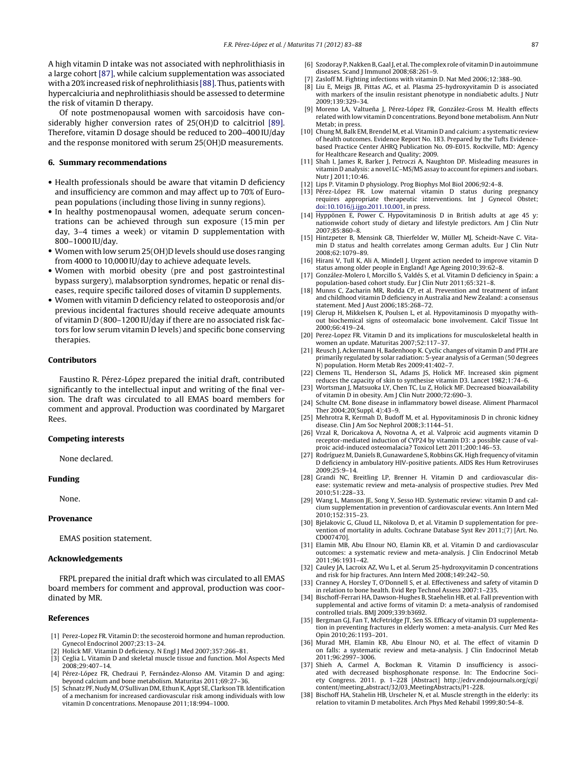A high vitamin D intake was not associated with nephrolithiasis in a large cohort [87], while calcium supplementation was associated with a 20% increased risk of nephrolithiasis [88]. Thus, patients with hypercalciuria and nephrolithiasis should be assessed to determine the risk of vitamin D therapy.

Of note postmenopausal women with sarcoidosis have considerably higher conversion rates of 25(OH)D to calcitriol [89]. Therefore, vitamin D dosage should be reduced to 200–400 IU/day and the response monitored with serum 25(OH)D measurements.

## 6. Summary recommendations

- Health professionals should be aware that vitamin D deficiency and insufficiency are common and may affect up to 70% of European populations (including those living in sunny regions).
- In healthy postmenopausal women, adequate serum concentrations can be achieved through sun exposure (15 min per day, 3–4 times a week) or vitamin D supplementation with 800–1000 IU/day.
- Women with low serum 25(OH)D levels should use doses ranging from 4000 to 10,000 IU/day to achieve adequate levels.
- Women with morbid obesity (pre and post gastrointestinal bypass surgery), malabsorption syndromes, hepatic or renal diseases, require specific tailored doses of vitamin D supplements.
- Women with vitamin D deficiency related to osteoporosis and/or previous incidental fractures should receive adequate amounts of vitamin D (800–1200 IU/day if there are no associated risk factors for low serum vitamin D levels) and specific bone conserving therapies.

## Contributors

Faustino R. Pérez-López prepared the initial draft, contributed significantly to the intellectual input and writing of the final version. The draft was circulated to all EMAS board members for comment and approval. Production was coordinated by Margaret Rees.

## Competing interests

None declared.

## Funding

None.

## Provenance

EMAS position statement.

## Acknowledgements

FRPL prepared the initial draft which was circulated to all EMAS board members for comment and approval, production was coordinated by MR.

## References

[1] Perez-Lopez FR. Vitamin D: the secosteroid hormone and human reproduction. Gynecol Endocrinol 2007;23:13–24.

[2] Holick MF. Vitamin D deficiency. N Engl J Med 2007;357:266–81.

[3] Ceglia L. Vitamin D and skeletal muscle tissue and function. Mol Aspects Med 2008;29:407–14.

[4] Pérez-López FR, Chedraui P, Fernández-Alonso AM. Vitamin D and aging: beyond calcium and bone metabolism. Maturitas 2011;69:27–36.

[5] Schnatz PF, Nudy M, O'Sullivan DM, Ethun K, Appt SE, Clarkson TB. Identification of a mechanism for increased cardiovascular risk among individuals with low vitamin D concentrations. Menopause 2011;18:994–1000.

[6] Szodoray P, Nakken B, Gaal J, et al. The complex role of vitamin D in autoimmune diseases. Scand J Immunol 2008;68:261–9.

[7] Zasloff M. Fighting infections with vitamin D. Nat Med 2006;12:388–90.

[8] Liu E, Meigs JB, Pittas AG, et al. Plasma 25-hydroxyvitamin D is associated with markers of the insulin resistant phenotype in nondiabetic adults. J Nutr 2009;139:329–34.

[9] Moreno LA, Valtueña J, Pérez-López FR, González-Gross M. Health effects related with low vitamin D concentrations. Beyond bone metabolism. Ann Nutr Metab; in press.

[10] Chung M, Balk EM, Brendel M, et al. Vitamin D and calcium: a systematic review of health outcomes. Evidence Report No. 183. Prepared by the Tufts Evidence-based Practice Center AHRQ Publication No. 09-E015. Rockville, MD: Agency for Healthcare Research and Quality; 2009.

[11] Shah I, James R, Barker J, Petroczi A, Naughton DP. Misleading measures in vitamin D analysis: a novel LC–MS/MS assay to account for epimers and isobars. Nutr J 2011;10:46.

[12] Lips P. Vitamin D physiology. Prog Biophys Mol Biol 2006;92:4–8.

[13] Pérez-López FR. Low maternal vitamin D status during pregnancy requires appropriate therapeutic interventions. Int J Gynecol Obstet; doi:10.1016/j.ijgo.2011.10.001, in press.

[14] Hyppönen E, Power C. Hypovitaminosis D in British adults at age 45 y: nationwide cohort study of dietary and lifestyle predictors. Am J Clin Nutr 2007;85:860–8.

[15] Hintzpeter B, Mensink GB, Thierfelder W, Müller MJ, Scheidt-Nave C. Vitamin D status and health correlates among German adults. Eur J Clin Nutr 2008;62:1079–89.

[16] Hirani V, Tull K, Ali A, Mindell J. Urgent action needed to improve vitamin D status among older people in England! Age Ageing 2010;39:62–8.

[17] González-Molero I, Morcillo S, Valdés S, et al. Vitamin D deficiency in Spain: a population-based cohort study. Eur J Clin Nutr 2011;65:321–8.

[18] Munns C, Zacharin MR, Rodda CP, et al. Prevention and treatment of infant and childhood vitamin D deficiency in Australia and New Zealand: a consensus statement. Med J Aust 2006;185:268–72.

[19] Glerup H, Mikkelsen K, Poulsen L, et al. Hypovitaminosis D myopathy without biochemical signs of osteomalacic bone involvement. Calcif Tissue Int 2000;66:419–24.

[20] Perez-Lopez FR. Vitamin D and its implications for musculoskeletal health in women an update. Maturitas 2007;52:117–37.

[21] Reusch J, Ackermann H, Badenhoop K. Cyclic changes of vitamin D and PTH are primarily regulated by solar radiation: 5-year analysis of a German (50 degrees N) population. Horm Metab Res 2009;41:402–7.

[22] Clemens TL, Henderson SL, Adams JS, Holick MF. Increased skin pigment reduces the capacity of skin to synthesise vitamin D3. Lancet 1982;1:74–6.

[23] Wortsman J, Matsuoka LY, Chen TC, Lu Z, Holick MF. Decreased bioavailability of vitamin D in obesity. Am J Clin Nutr 2000;72:690–3.

[24] Schulte CM. Bone disease in inflammatory bowel disease. Aliment Pharmacol Ther 2004;20(Suppl. 4):43–9.

[25] Mehrotra R, Kermah D, Budoff M, et al. Hypovitaminosis D in chronic kidney disease. Clin J Am Soc Nephrol 2008;3:1144–51.

[26] Vrzal R, Doricakova A, Novotna A, et al. Valproic acid augments vitamin D receptor-mediated induction of CYP24 by vitamin D3: a possible cause of valproic acid-induced osteomalacia? Toxicol Lett 2011;200:146–53.

[27] Rodríguez M, Daniels B, Gunawardene S, Robbins GK. High frequency of vitamin D deficiency in ambulatory HIV-positive patients. AIDS Res Hum Retroviruses 2009;25:9–14.

[28] Grandi NC, Breitling LP, Brenner H. Vitamin D and cardiovascular disease: systematic review and meta-analysis of prospective studies. Prev Med 2010;51:228–33.

[29] Wang L, Manson JE, Song Y, Sesso HD. Systematic review: vitamin D and calcium supplementation in prevention of cardiovascular events. Ann Intern Med 2010;152:315–23.

[30] Bjelakovic G, Gluud LL, Nikolova D, et al. Vitamin D supplementation for prevention of mortality in adults. Cochrane Database Syst Rev 2011;(7) [Art. No. CD007470].

[31] Elamin MB, Abu Elnour NO, Elamin KB, et al. Vitamin D and cardiovascular outcomes: a systematic review and meta-analysis. J Clin Endocrinol Metab 2011;96:1931–42.

[32] Cauley JA, Lacroix AZ, Wu L, et al. Serum 25-hydroxyvitamin D concentrations and risk for hip fractures. Ann Intern Med 2008;149:242–50.

[33] Cranney A, Horsley T, O'Donnell S, et al. Effectiveness and safety of vitamin D in relation to bone health. Evid Rep Technol Assess 2007:1–235.

[34] Bischoff-Ferrari HA, Dawson-Hughes B, Staehelin HB, et al. Fall prevention with supplemental and active forms of vitamin D: a meta-analysis of randomised controlled trials. BMJ 2009;339:b3692.

[35] Bergman GJ, Fan T, McFetridge JT, Sen SS. Efficacy of vitamin D3 supplementation in preventing fractures in elderly women: a meta-analysis. Curr Med Res Opin 2010;26:1193–201.

[36] Murad MH, Elamin KB, Abu Elnour NO, et al. The effect of vitamin D on falls: a systematic review and meta-analysis. J Clin Endocrinol Metab 2011;96:2997–3006.

[37] Shieh A, Carmel A, Bockman R. Vitamin D insufficiency is associated with decreased bisphosphonate response. In: The Endocrine Society Congress. 2011. p. 1–228 [Abstract] http://edrv.endojournals.org/cgi/content/meeting_abstract/32/03_MeetingAbstracts/P1-228.

[38] Bischoff HA, Stahelin HB, Urscheler N, et al. Muscle strength in the elderly: its relation to vitamin D metabolites. Arch Phys Med Rehabil 1999;80:54–8.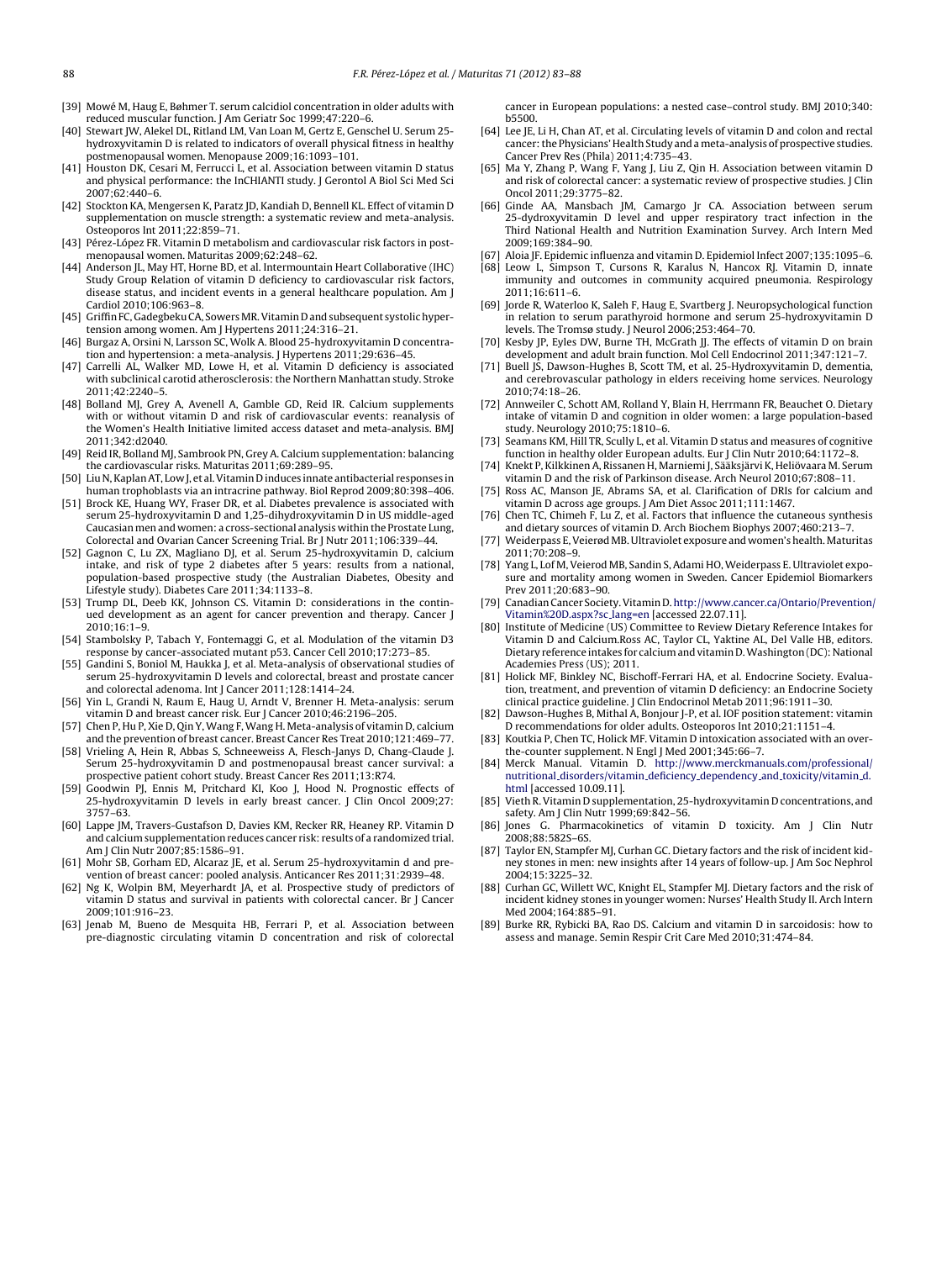[39] Mowé M, Haug E, Bøhmer T. serum calcidiol concentration in older adults with reduced muscular function. J Am Geriatr Soc 1999;47:220–6.

[40] Stewart JW, Alekel DL, Ritland LM, Van Loan M, Gertz E, Genschel U. Serum 25-hydroxyvitamin D is related to indicators of overall physical fitness in healthy postmenopausal women. Menopause 2009;16:1093–101.

[41] Houston DK, Cesari M, Ferrucci L, et al. Association between vitamin D status and physical performance: the InCHIANTI study. J Gerontol A Biol Sci Med Sci 2007;62:440–6.

[42] Stockton KA, Mengersen K, Paratz JD, Kandiah D, Bennell KL. Effect of vitamin D supplementation on muscle strength: a systematic review and meta-analysis. Osteoporos Int 2011;22:859–71.

[43] Pérez-López FR. Vitamin D metabolism and cardiovascular risk factors in postmenopausal women. Maturitas 2009;62:248–62.

[44] Anderson JL, May HT, Horne BD, et al. Intermountain Heart Collaborative (IHC) Study Group Relation of vitamin D deficiency to cardiovascular risk factors, disease status, and incident events in a general healthcare population. Am J Cardiol 2010;106:963–8.

[45] Griffin FC, Gadegbeku CA, Sowers MR. Vitamin D and subsequent systolic hypertension among women. Am J Hypertens 2011;24:316–21.

[46] Burgaz A, Orsini N, Larsson SC, Wolk A. Blood 25-hydroxyvitamin D concentration and hypertension: a meta-analysis. J Hypertens 2011;29:636–45.

[47] Carrelli AL, Walker MD, Lowe H, et al. Vitamin D deficiency is associated with subclinical carotid atherosclerosis: the Northern Manhattan study. Stroke 2011;42:2240–5.

[48] Bolland MJ, Grey A, Avenell A, Gamble GD, Reid IR. Calcium supplements with or without vitamin D and risk of cardiovascular events: reanalysis of the Women's Health Initiative limited access dataset and meta-analysis. BMJ 2011;342:d2040.

[49] Reid IR, Bolland MJ, Sambrook PN, Grey A. Calcium supplementation: balancing the cardiovascular risks. Maturitas 2011;69:289–95.

[50] Liu N, Kaplan AT, Low J, et al. Vitamin D induces innate antibacterial responses in human trophoblasts via an intracrine pathway. Biol Reprod 2009;80:398–406.

[51] Brock KE, Huang WY, Fraser DR, et al. Diabetes prevalence is associated with serum 25-hydroxyvitamin D and 1,25-dihydroxyvitamin D in US middle-aged Caucasian men and women: a cross-sectional analysis within the Prostate Lung, Colorectal and Ovarian Cancer Screening Trial. Br J Nutr 2011;106:339–44.

[52] Gagnon C, Lu ZX, Magliano DJ, et al. Serum 25-hydroxyvitamin D, calcium intake, and risk of type 2 diabetes after 5 years: results from a national, population-based prospective study (the Australian Diabetes, Obesity and Lifestyle study). Diabetes Care 2011;34:1133–8.

[53] Trump DL, Deeb KK, Johnson CS. Vitamin D: considerations in the continued development as an agent for cancer prevention and therapy. Cancer J 2010;16:1–9.

[54] Stambolsky P, Tabach Y, Fontemaggi G, et al. Modulation of the vitamin D3 response by cancer-associated mutant p53. Cancer Cell 2010;17:273–85.

[55] Gandini S, Boniol M, Haukka J, et al. Meta-analysis of observational studies of serum 25-hydroxyvitamin D levels and colorectal, breast and prostate cancer and colorectal adenoma. Int J Cancer 2011;128:1414–24.

[56] Yin L, Grandi N, Raum E, Haug U, Arndt V, Brenner H. Meta-analysis: serum vitamin D and breast cancer risk. Eur J Cancer 2010;46:2196–205.

[57] Chen P, Hu P, Xie D, Qin Y, Wang F, Wang H. Meta-analysis of vitamin D, calcium and the prevention of breast cancer. Breast Cancer Res Treat 2010;121:469–77.

[58] Vrieling A, Hein R, Abbas S, Schneeweiss A, Flesch-Janys D, Chang-Claude J. Serum 25-hydroxyvitamin D and postmenopausal breast cancer survival: a prospective patient cohort study. Breast Cancer Res 2011;13:R74.

[59] Goodwin PJ, Ennis M, Pritchard KI, Koo J, Hood N. Prognostic effects of 25-hydroxyvitamin D levels in early breast cancer. J Clin Oncol 2009;27: 3757–63.

[60] Lappe JM, Travers-Gustafson D, Davies KM, Recker RR, Heaney RP. Vitamin D and calcium supplementation reduces cancer risk: results of a randomized trial. Am J Clin Nutr 2007;85:1586–91.

[61] Mohr SB, Gorham ED, Alcaraz JE, et al. Serum 25-hydroxyvitamin d and prevention of breast cancer: pooled analysis. Anticancer Res 2011;31:2939–48.

[62] Ng K, Wolpin BM, Meyerhardt JA, et al. Prospective study of predictors of vitamin D status and survival in patients with colorectal cancer. Br J Cancer 2009;101:916–23.

[63] Jenab M, Bueno de Mesquita HB, Ferrari P, et al. Association between pre-diagnostic circulating vitamin D concentration and risk of colorectal cancer in European populations: a nested case–control study. BMJ 2010;340: b5500.

[64] Lee JE, Li H, Chan AT, et al. Circulating levels of vitamin D and colon and rectal cancer: the Physicians' Health Study and a meta-analysis of prospective studies. Cancer Prev Res (Phila) 2011;4:735–43.

[65] Ma Y, Zhang P, Wang F, Yang J, Liu Z, Qin H. Association between vitamin D and risk of colorectal cancer: a systematic review of prospective studies. J Clin Oncol 2011;29:3775–82.

[66] Ginde AA, Mansbach JM, Camargo Jr CA. Association between serum 25-dydroxyvitamin D level and upper respiratory tract infection in the Third National Health and Nutrition Examination Survey. Arch Intern Med 2009;169:384–90.

[67] Aloia JF. Epidemic influenza and vitamin D. Epidemiol Infect 2007;135:1095–6.

[68] Leow L, Simpson T, Cursons R, Karalus N, Hancox RJ. Vitamin D, innate immunity and outcomes in community acquired pneumonia. Respirology 2011;16:611–6.

[69] Jorde R, Waterloo K, Saleh F, Haug E, Svartberg J. Neuropsychological function in relation to serum parathyroid hormone and serum 25-hydroxyvitamin D levels. The Tromsø study. J Neurol 2006;253:464–70.

[70] Kesby JP, Eyles DW, Burne TH, McGrath JJ. The effects of vitamin D on brain development and adult brain function. Mol Cell Endocrinol 2011;347:121–7.

[71] Buell JS, Dawson-Hughes B, Scott TM, et al. 25-Hydroxyvitamin D, dementia, and cerebrovascular pathology in elders receiving home services. Neurology 2010;74:18–26.

[72] Annweiler C, Schott AM, Rolland Y, Blain H, Herrmann FR, Beauchet O. Dietary intake of vitamin D and cognition in older women: a large population-based study. Neurology 2010;75:1810–6.

[73] Seamans KM, Hill TR, Scully L, et al. Vitamin D status and measures of cognitive function in healthy older European adults. Eur J Clin Nutr 2010;64:1172–8.

[74] Knekt P, Kilkkinen A, Rissanen H, Marniemi J, Sääksjärvi K, Heliövaara M. Serum vitamin D and the risk of Parkinson disease. Arch Neurol 2010;67:808–11.

[75] Ross AC, Manson JE, Abrams SA, et al. Clarification of DRIs for calcium and vitamin D across age groups. J Am Diet Assoc 2011;111:1467.

[76] Chen TC, Chimeh F, Lu Z, et al. Factors that influence the cutaneous synthesis and dietary sources of vitamin D. Arch Biochem Biophys 2007;460:213–7.

[77] Weiderpass E, Veierød MB. Ultraviolet exposure and women's health. Maturitas 2011;70:208–9.

[78] Yang L, Lof M, Veierod MB, Sandin S, Adami HO, Weiderpass E. Ultraviolet exposure and mortality among women in Sweden. Cancer Epidemiol Biomarkers Prev 2011;20:683–90.

[79] Canadian Cancer Society. Vitamin D. http://www.cancer.ca/Ontario/Prevention/Vitamin%20D.aspx?sc_lang=en [accessed 22.07.11].

[80] Institute of Medicine (US) Committee to Review Dietary Reference Intakes for Vitamin D and Calcium.Ross AC, Taylor CL, Yaktine AL, Del Valle HB, editors. Dietary reference intakes for calcium and vitamin D. Washington (DC): National Academies Press (US); 2011.

[81] Holick MF, Binkley NC, Bischoff-Ferrari HA, et al. Endocrine Society. Evaluation, treatment, and prevention of vitamin D deficiency: an Endocrine Society clinical practice guideline. J Clin Endocrinol Metab 2011;96:1911–30.

[82] Dawson-Hughes B, Mithal A, Bonjour J-P, et al. IOF position statement: vitamin D recommendations for older adults. Osteoporos Int 2010;21:1151–4.

[83] Koutkia P, Chen TC, Holick MF. Vitamin D intoxication associated with an over-the-counter supplement. N Engl J Med 2001;345:66–7.

[84] Merck Manual. Vitamin D. http://www.merckmanuals.com/professional/nutritional_disorders/vitamin_deficiency_dependency_and_toxicity/vitamin_d.html [accessed 10.09.11].

[85] Vieth R. Vitamin D supplementation, 25-hydroxyvitamin D concentrations, and safety. Am J Clin Nutr 1999;69:842–56.

[86] Jones G. Pharmacokinetics of vitamin D toxicity. Am J Clin Nutr 2008;88:582S–6S.

[87] Taylor EN, Stampfer MJ, Curhan GC. Dietary factors and the risk of incident kidney stones in men: new insights after 14 years of follow-up. J Am Soc Nephrol 2004;15:3225–32.

[88] Curhan GC, Willett WC, Knight EL, Stampfer MJ. Dietary factors and the risk of incident kidney stones in younger women: Nurses' Health Study II. Arch Intern Med 2004;164:885–91.

[89] Burke RR, Rybicki BA, Rao DS. Calcium and vitamin D in sarcoidosis: how to assess and manage. Semin Respir Crit Care Med 2010;31:474–84.